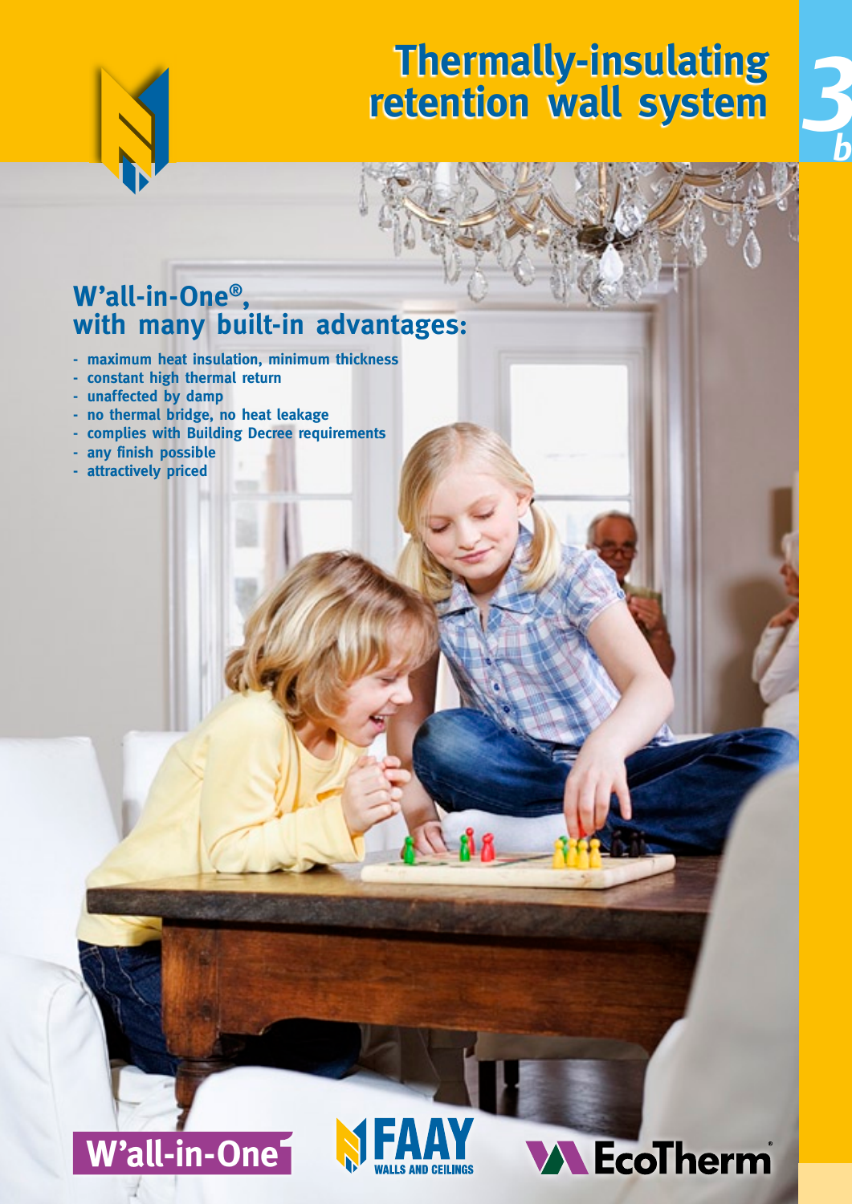# Thermally-insulating retention wall system

3b

## W'all-in-One®, with many built-in advantages:

- maximum heat insulation, minimum thickness
- constant high thermal return
- unaffected by damp
- no thermal bridge, no heat leakage
- complies with Building Decree requirements
- any finish possible
- attractively priced

W'all-in-One

FAAY WALLS AND CEILINGS

EcoTherm®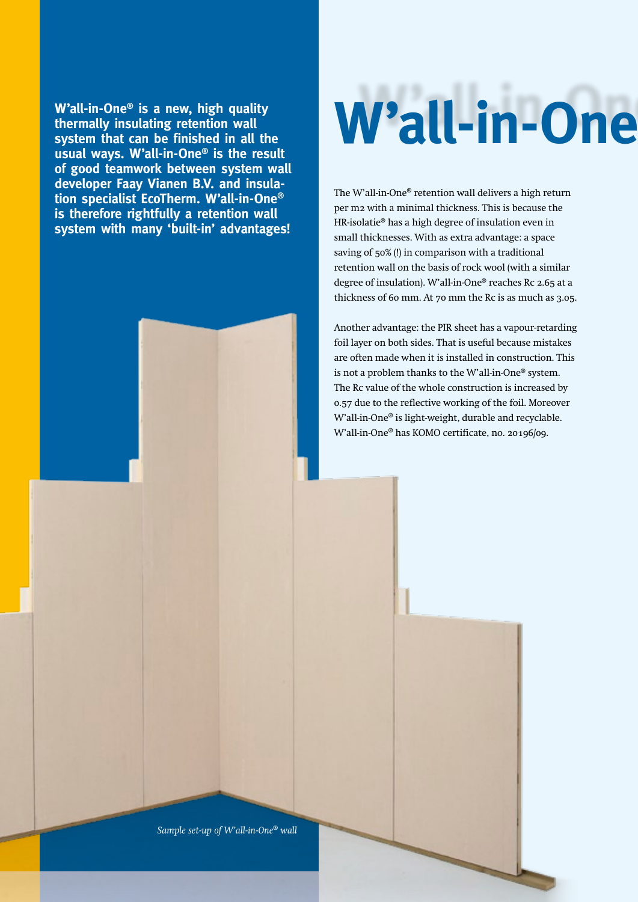**W'all-in-One® is a new, high quality thermally insulating retention wall system that can be finished in all the usual ways. W'all-in-One® is the result of good teamwork between system wall developer Faay Vianen B.V. and insulation specialist EcoTherm. W'all-in-One® is therefore rightfully a retention wall system with many 'built-in' advantages!**

# W'all-in-One

The W'all-in-One® retention wall delivers a high return per m2 with a minimal thickness. This is because the HR-isolatie® has a high degree of insulation even in small thicknesses. With as extra advantage: a space saving of 50% (!) in comparison with a traditional retention wall on the basis of rock wool (with a similar degree of insulation). W'all-in-One® reaches Rc 2.65 at a thickness of 60 mm. At 70 mm the Rc is as much as 3.05.

Another advantage: the PIR sheet has a vapour-retarding foil layer on both sides. That is useful because mistakes are often made when it is installed in construction. This is not a problem thanks to the W'all-in-One® system. The Rc value of the whole construction is increased by 0.57 due to the reflective working of the foil. Moreover W'all-in-One® is light-weight, durable and recyclable. W'all-in-One® has KOMO certificate, no. 20196/09.

*Sample set-up of W'all-in-One® wall*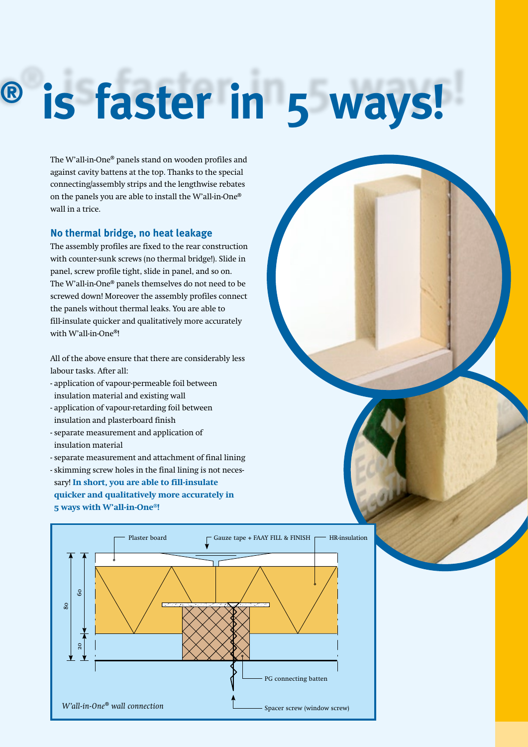# ® is faster in 5 ways!

The W'all-in-One® panels stand on wooden profiles and against cavity battens at the top. Thanks to the special connecting/assembly strips and the lengthwise rebates on the panels you are able to install the W'all-in-One® wall in a trice.

## No thermal bridge, no heat leakage

The assembly profiles are fixed to the rear construction with counter-sunk screws (no thermal bridge!). Slide in panel, screw profile tight, slide in panel, and so on. The W'all-in-One® panels themselves do not need to be screwed down! Moreover the assembly profiles connect the panels without thermal leaks. You are able to fill-insulate quicker and qualitatively more accurately with W'all-in-One®!

All of the above ensure that there are considerably less labour tasks. After all:

- application of vapour-permeable foil between insulation material and existing wall
- application of vapour-retarding foil between insulation and plasterboard finish
- separate measurement and application of insulation material
- separate measurement and attachment of final lining
- skimming screw holes in the final lining is not necessary! **In short, you are able to fill-insulate quicker and qualitatively more accurately in 5 ways with W'all-in-One®!**

Plaster board — Gauze tape + FAAY FILL & FINISH — HR-insulation

80 — 60 — 20

PG connecting batten

Spacer screw (window screw)

*W'all-in-One® wall connection*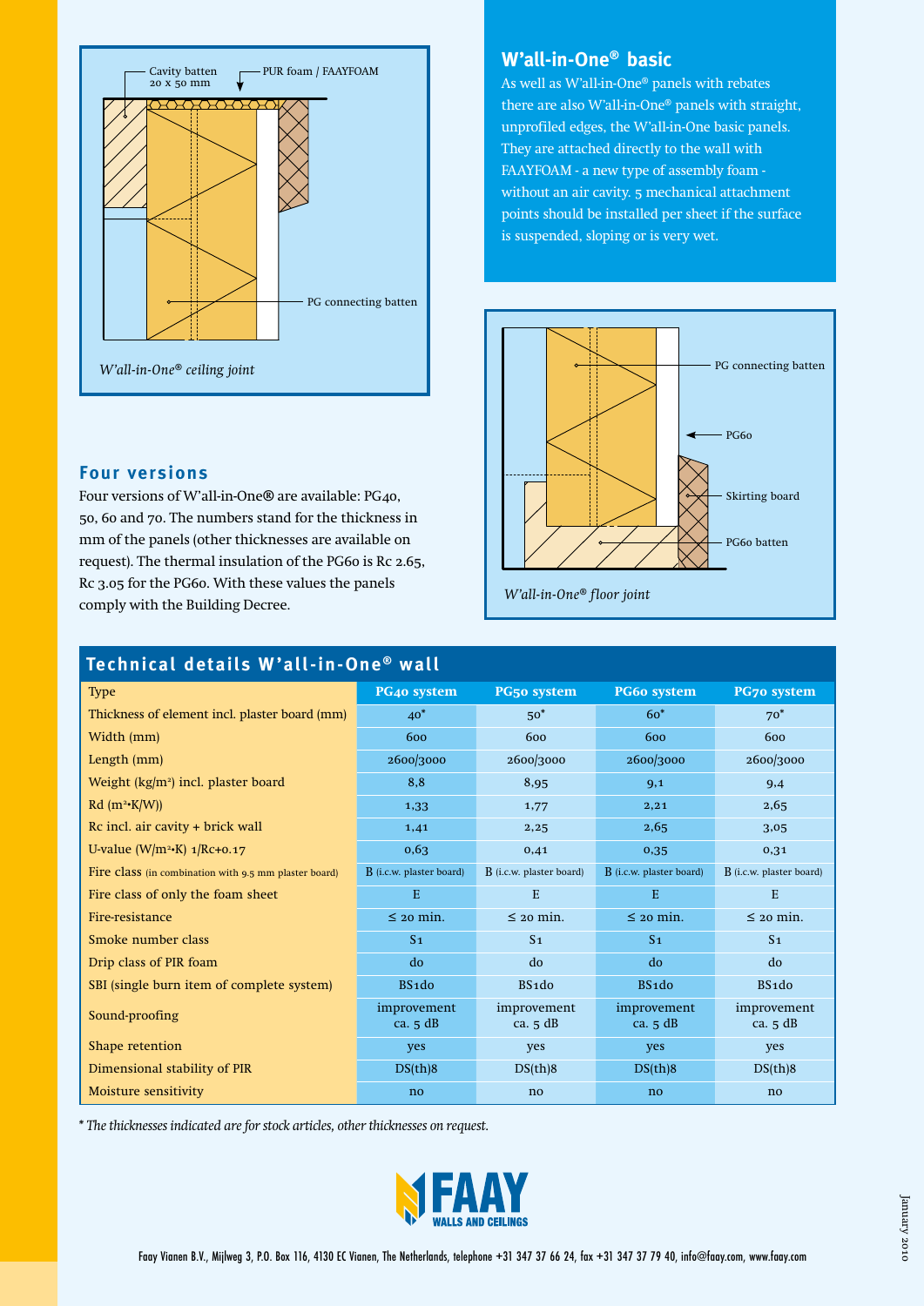Cavity batten 20 x 50 mm

PUR foam / FAAYFOAM

PG connecting batten

*W'all-in-One® ceiling joint*

## W'all-in-One® basic

As well as W'all-in-One® panels with rebates there are also W'all-in-One® panels with straight, unprofiled edges, the W'all-in-One basic panels. They are attached directly to the wall with FAAYFOAM - a new type of assembly foam - without an air cavity. 5 mechanical attachment points should be installed per sheet if the surface is suspended, sloping or is very wet.

PG connecting batten

PG60

Skirting board

PG60 batten

*W'all-in-One® floor joint*

## Four versions

Four versions of W'all-in-One® are available: PG40, 50, 60 and 70. The numbers stand for the thickness in mm of the panels (other thicknesses are available on request). The thermal insulation of the PG60 is Rc 2.65, Rc 3.05 for the PG60. With these values the panels comply with the Building Decree.

## Technical details W'all-in-One® wall

| Type | PG40 system | PG50 system | PG60 system | PG70 system |
|---|---|---|---|---|
| Thickness of element incl. plaster board (mm) | 40* | 50* | 60* | 70* |
| Width (mm) | 600 | 600 | 600 | 600 |
| Length (mm) | 2600/3000 | 2600/3000 | 2600/3000 | 2600/3000 |
| Weight (kg/m²) incl. plaster board | 8,8 | 8,95 | 9,1 | 9,4 |
| Rd (m²•K/W)) | 1,33 | 1,77 | 2,21 | 2,65 |
| Rc incl. air cavity + brick wall | 1,41 | 2,25 | 2,65 | 3,05 |
| U-value (W/m²•K) 1/Rc+0.17 | 0,63 | 0,41 | 0,35 | 0,31 |
| Fire class (in combination with 9.5 mm plaster board) | B (i.c.w. plaster board) | B (i.c.w. plaster board) | B (i.c.w. plaster board) | B (i.c.w. plaster board) |
| Fire class of only the foam sheet | E | E | E | E |
| Fire-resistance | ≤ 20 min. | ≤ 20 min. | ≤ 20 min. | ≤ 20 min. |
| Smoke number class | S1 | S1 | S1 | S1 |
| Drip class of PIR foam | d0 | d0 | d0 | d0 |
| SBI (single burn item of complete system) | BS1d0 | BS1d0 | BS1d0 | BS1d0 |
| Sound-proofing | improvement ca. 5 dB | improvement ca. 5 dB | improvement ca. 5 dB | improvement ca. 5 dB |
| Shape retention | yes | yes | yes | yes |
| Dimensional stability of PIR | DS(th)8 | DS(th)8 | DS(th)8 | DS(th)8 |
| Moisture sensitivity | no | no | no | no |

*\* The thicknesses indicated are for stock articles, other thicknesses on request.*

FAAY WALLS AND CEILINGS

Faay Vianen B.V., Mijlweg 3, P.O. Box 116, 4130 EC Vianen, The Netherlands, telephone +31 347 37 66 24, fax +31 347 37 79 40, info@faay.com, www.faay.com

January 2010